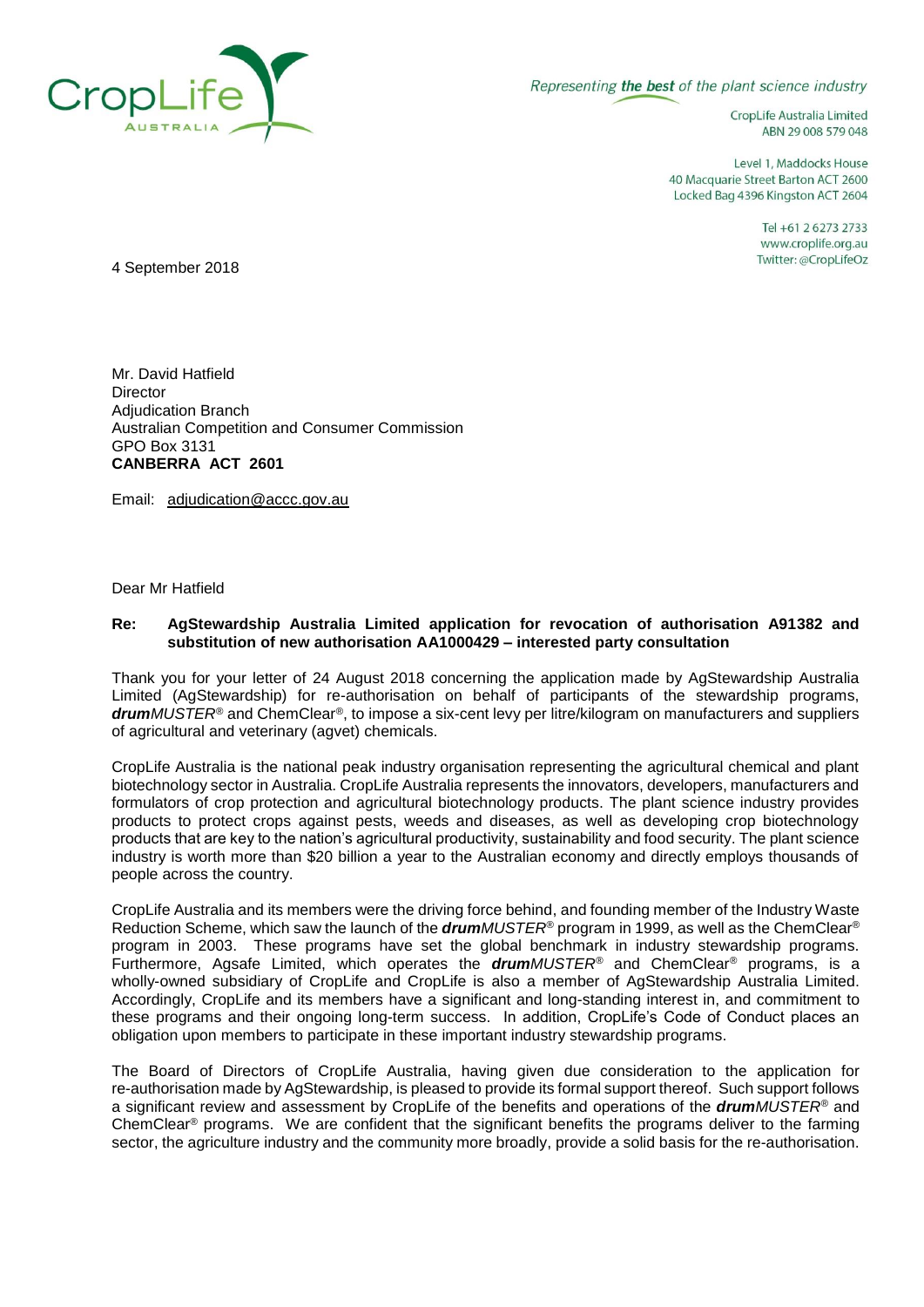CropLife AUSTRALIA

*Representing **the best** of the plant science industry*

CropLife Australia Limited
ABN 29 008 579 048

Level 1, Maddocks House
40 Macquarie Street Barton ACT 2600
Locked Bag 4396 Kingston ACT 2604

Tel +61 2 6273 2733
www.croplife.org.au
Twitter: @CropLifeOz

4 September 2018

Mr. David Hatfield
Director
Adjudication Branch
Australian Competition and Consumer Commission
GPO Box 3131
**CANBERRA ACT 2601**

Email: adjudication@accc.gov.au

Dear Mr Hatfield

**Re: AgStewardship Australia Limited application for revocation of authorisation A91382 and substitution of new authorisation AA1000429 – interested party consultation**

Thank you for your letter of 24 August 2018 concerning the application made by AgStewardship Australia Limited (AgStewardship) for re-authorisation on behalf of participants of the stewardship programs, ***drum****MUSTER*® and ChemClear®, to impose a six-cent levy per litre/kilogram on manufacturers and suppliers of agricultural and veterinary (agvet) chemicals.

CropLife Australia is the national peak industry organisation representing the agricultural chemical and plant biotechnology sector in Australia. CropLife Australia represents the innovators, developers, manufacturers and formulators of crop protection and agricultural biotechnology products. The plant science industry provides products to protect crops against pests, weeds and diseases, as well as developing crop biotechnology products that are key to the nation's agricultural productivity, sustainability and food security. The plant science industry is worth more than $20 billion a year to the Australian economy and directly employs thousands of people across the country.

CropLife Australia and its members were the driving force behind, and founding member of the Industry Waste Reduction Scheme, which saw the launch of the ***drum****MUSTER*® program in 1999, as well as the ChemClear® program in 2003. These programs have set the global benchmark in industry stewardship programs. Furthermore, Agsafe Limited, which operates the ***drum****MUSTER*® and ChemClear® programs, is a wholly-owned subsidiary of CropLife and CropLife is also a member of AgStewardship Australia Limited. Accordingly, CropLife and its members have a significant and long-standing interest in, and commitment to these programs and their ongoing long-term success. In addition, CropLife's Code of Conduct places an obligation upon members to participate in these important industry stewardship programs.

The Board of Directors of CropLife Australia, having given due consideration to the application for re-authorisation made by AgStewardship, is pleased to provide its formal support thereof. Such support follows a significant review and assessment by CropLife of the benefits and operations of the ***drum****MUSTER*® and ChemClear® programs. We are confident that the significant benefits the programs deliver to the farming sector, the agriculture industry and the community more broadly, provide a solid basis for the re-authorisation.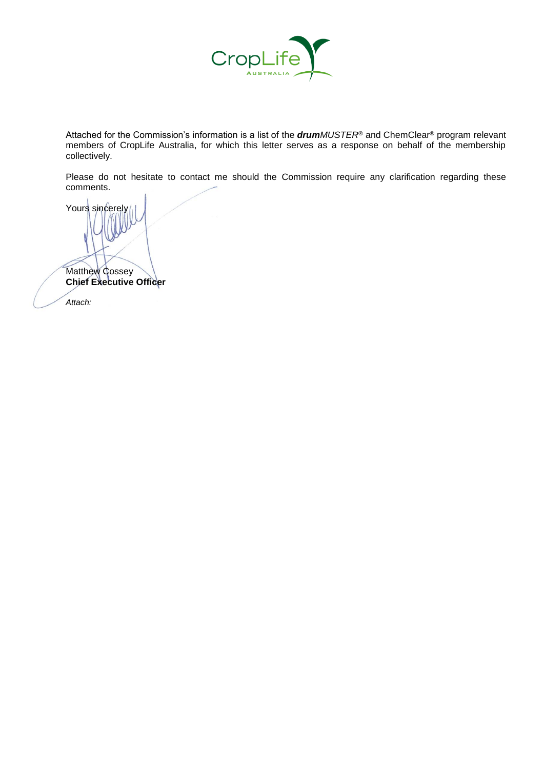Attached for the Commission's information is a list of the ***drum****MUSTER*® and ChemClear® program relevant members of CropLife Australia, for which this letter serves as a response on behalf of the membership collectively.

Please do not hesitate to contact me should the Commission require any clarification regarding these comments.

Yours sincerely

Matthew Cossey
**Chief Executive Officer**

*Attach:*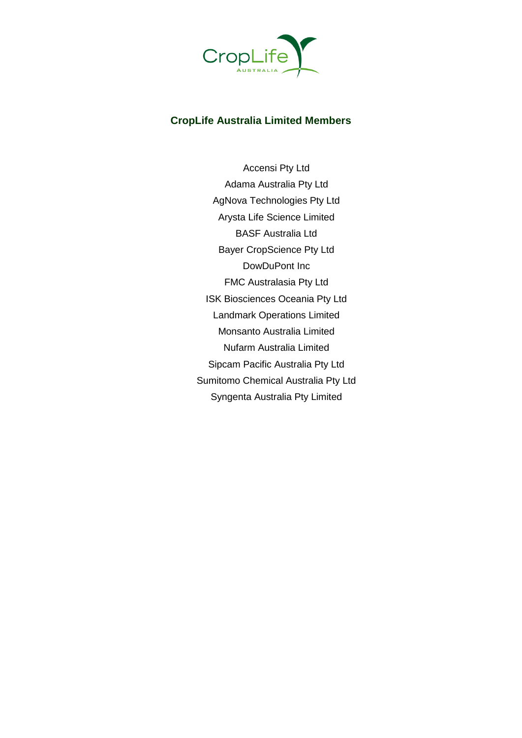CropLife AUSTRALIA

## CropLife Australia Limited Members

Accensi Pty Ltd

Adama Australia Pty Ltd

AgNova Technologies Pty Ltd

Arysta Life Science Limited

BASF Australia Ltd

Bayer CropScience Pty Ltd

DowDuPont Inc

FMC Australasia Pty Ltd

ISK Biosciences Oceania Pty Ltd

Landmark Operations Limited

Monsanto Australia Limited

Nufarm Australia Limited

Sipcam Pacific Australia Pty Ltd

Sumitomo Chemical Australia Pty Ltd

Syngenta Australia Pty Limited